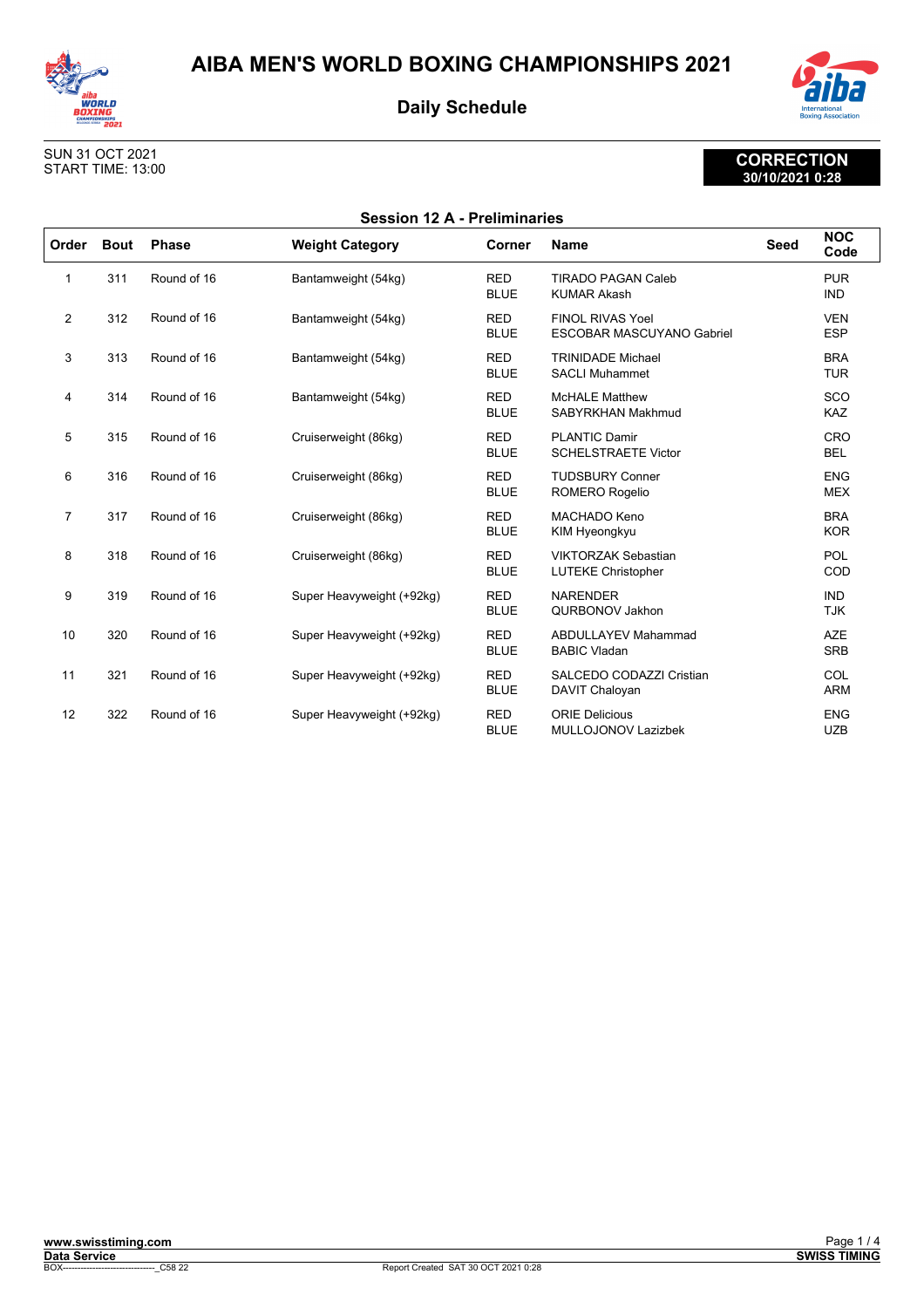# AIBA MEN'S WORLD BOXING CHAMPIONSHIPS 2021

## Daily Schedule

SUN 31 OCT 2021
START TIME: 13:00

**CORRECTION**
**30/10/2021 0:28**

### Session 12 A - Preliminaries

| Order | Bout | Phase | Weight Category | Corner | Name | Seed | NOC Code |
|---|---|---|---|---|---|---|---|
| 1 | 311 | Round of 16 | Bantamweight (54kg) | RED<br>BLUE | TIRADO PAGAN Caleb<br>KUMAR Akash | | PUR<br>IND |
| 2 | 312 | Round of 16 | Bantamweight (54kg) | RED<br>BLUE | FINOL RIVAS Yoel<br>ESCOBAR MASCUYANO Gabriel | | VEN<br>ESP |
| 3 | 313 | Round of 16 | Bantamweight (54kg) | RED<br>BLUE | TRINIDADE Michael<br>SACLI Muhammet | | BRA<br>TUR |
| 4 | 314 | Round of 16 | Bantamweight (54kg) | RED<br>BLUE | McHALE Matthew<br>SABYRKHAN Makhmud | | SCO<br>KAZ |
| 5 | 315 | Round of 16 | Cruiserweight (86kg) | RED<br>BLUE | PLANTIC Damir<br>SCHELSTRAETE Victor | | CRO<br>BEL |
| 6 | 316 | Round of 16 | Cruiserweight (86kg) | RED<br>BLUE | TUDSBURY Conner<br>ROMERO Rogelio | | ENG<br>MEX |
| 7 | 317 | Round of 16 | Cruiserweight (86kg) | RED<br>BLUE | MACHADO Keno<br>KIM Hyeongkyu | | BRA<br>KOR |
| 8 | 318 | Round of 16 | Cruiserweight (86kg) | RED<br>BLUE | VIKTORZAK Sebastian<br>LUTEKE Christopher | | POL<br>COD |
| 9 | 319 | Round of 16 | Super Heavyweight (+92kg) | RED<br>BLUE | NARENDER<br>QURBONOV Jakhon | | IND<br>TJK |
| 10 | 320 | Round of 16 | Super Heavyweight (+92kg) | RED<br>BLUE | ABDULLAYEV Mahammad<br>BABIC Vladan | | AZE<br>SRB |
| 11 | 321 | Round of 16 | Super Heavyweight (+92kg) | RED<br>BLUE | SALCEDO CODAZZI Cristian<br>DAVIT Chaloyan | | COL<br>ARM |
| 12 | 322 | Round of 16 | Super Heavyweight (+92kg) | RED<br>BLUE | ORIE Delicious<br>MULLOJONOV Lazizbek | | ENG<br>UZB |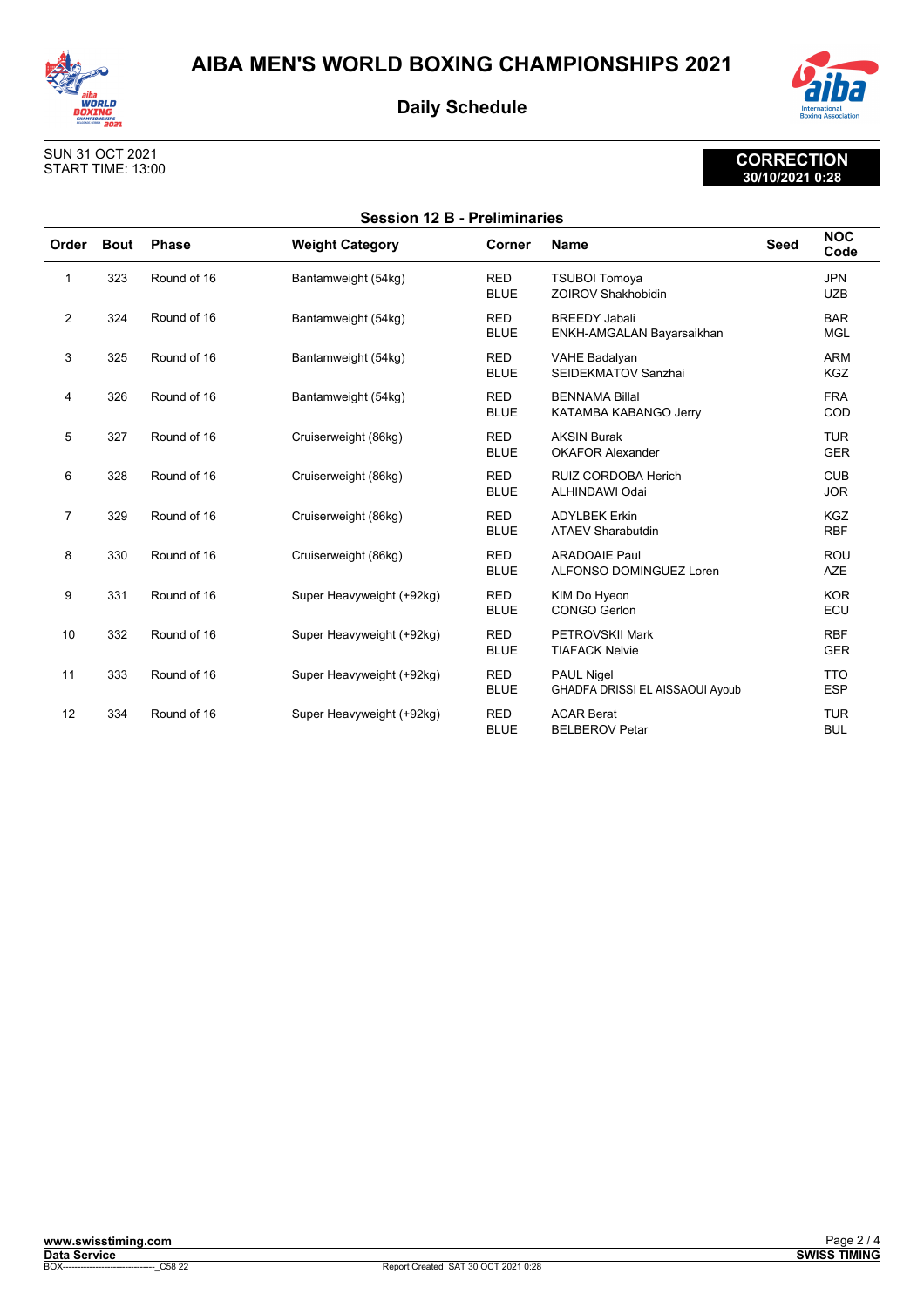# AIBA MEN'S WORLD BOXING CHAMPIONSHIPS 2021

## Daily Schedule

SUN 31 OCT 2021
START TIME: 13:00

**CORRECTION**
**30/10/2021 0:28**

### Session 12 B - Preliminaries

| Order | Bout | Phase | Weight Category | Corner | Name | Seed | NOC Code |
|---|---|---|---|---|---|---|---|
| 1 | 323 | Round of 16 | Bantamweight (54kg) | RED<br>BLUE | TSUBOI Tomoya<br>ZOIROV Shakhobidin | | JPN<br>UZB |
| 2 | 324 | Round of 16 | Bantamweight (54kg) | RED<br>BLUE | BREEDY Jabali<br>ENKH-AMGALAN Bayarsaikhan | | BAR<br>MGL |
| 3 | 325 | Round of 16 | Bantamweight (54kg) | RED<br>BLUE | VAHE Badalyan<br>SEIDEKMATOV Sanzhai | | ARM<br>KGZ |
| 4 | 326 | Round of 16 | Bantamweight (54kg) | RED<br>BLUE | BENNAMA Billal<br>KATAMBA KABANGO Jerry | | FRA<br>COD |
| 5 | 327 | Round of 16 | Cruiserweight (86kg) | RED<br>BLUE | AKSIN Burak<br>OKAFOR Alexander | | TUR<br>GER |
| 6 | 328 | Round of 16 | Cruiserweight (86kg) | RED<br>BLUE | RUIZ CORDOBA Herich<br>ALHINDAWI Odai | | CUB<br>JOR |
| 7 | 329 | Round of 16 | Cruiserweight (86kg) | RED<br>BLUE | ADYLBEK Erkin<br>ATAEV Sharabutdin | | KGZ<br>RBF |
| 8 | 330 | Round of 16 | Cruiserweight (86kg) | RED<br>BLUE | ARADOAIE Paul<br>ALFONSO DOMINGUEZ Loren | | ROU<br>AZE |
| 9 | 331 | Round of 16 | Super Heavyweight (+92kg) | RED<br>BLUE | KIM Do Hyeon<br>CONGO Gerlon | | KOR<br>ECU |
| 10 | 332 | Round of 16 | Super Heavyweight (+92kg) | RED<br>BLUE | PETROVSKII Mark<br>TIAFACK Nelvie | | RBF<br>GER |
| 11 | 333 | Round of 16 | Super Heavyweight (+92kg) | RED<br>BLUE | PAUL Nigel<br>GHADFA DRISSI EL AISSAOUI Ayoub | | TTO<br>ESP |
| 12 | 334 | Round of 16 | Super Heavyweight (+92kg) | RED<br>BLUE | ACAR Berat<br>BELBEROV Petar | | TUR<br>BUL |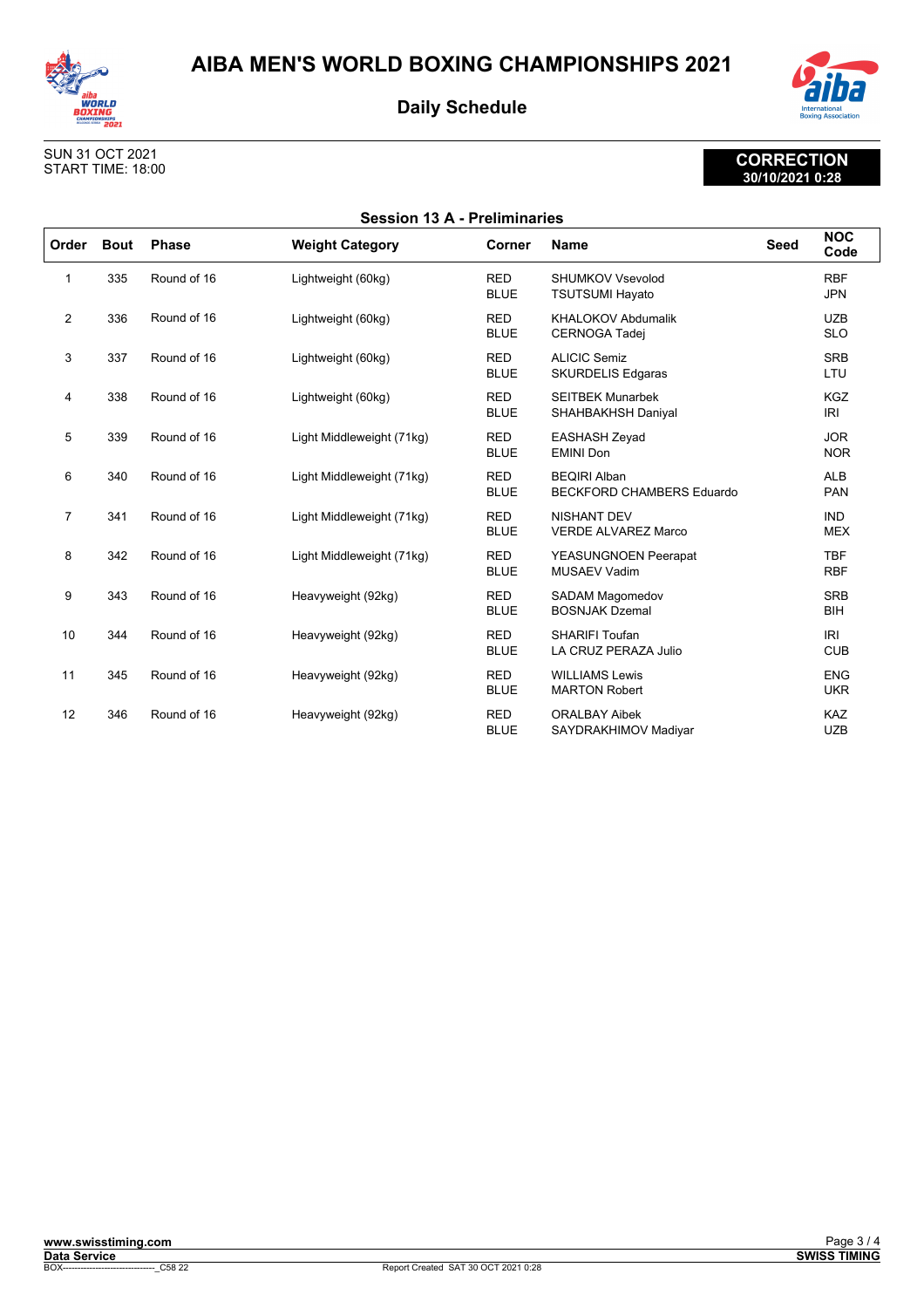# AIBA MEN'S WORLD BOXING CHAMPIONSHIPS 2021

## Daily Schedule

SUN 31 OCT 2021
START TIME: 18:00

**CORRECTION**
**30/10/2021 0:28**

### Session 13 A - Preliminaries

| Order | Bout | Phase | Weight Category | Corner | Name | Seed | NOC Code |
|---|---|---|---|---|---|---|---|
| 1 | 335 | Round of 16 | Lightweight (60kg) | RED<br>BLUE | SHUMKOV Vsevolod<br>TSUTSUMI Hayato | | RBF<br>JPN |
| 2 | 336 | Round of 16 | Lightweight (60kg) | RED<br>BLUE | KHALOKOV Abdumalik<br>CERNOGA Tadej | | UZB<br>SLO |
| 3 | 337 | Round of 16 | Lightweight (60kg) | RED<br>BLUE | ALICIC Semiz<br>SKURDELIS Edgaras | | SRB<br>LTU |
| 4 | 338 | Round of 16 | Lightweight (60kg) | RED<br>BLUE | SEITBEK Munarbek<br>SHAHBAKHSH Daniyal | | KGZ<br>IRI |
| 5 | 339 | Round of 16 | Light Middleweight (71kg) | RED<br>BLUE | EASHASH Zeyad<br>EMINI Don | | JOR<br>NOR |
| 6 | 340 | Round of 16 | Light Middleweight (71kg) | RED<br>BLUE | BEQIRI Alban<br>BECKFORD CHAMBERS Eduardo | | ALB<br>PAN |
| 7 | 341 | Round of 16 | Light Middleweight (71kg) | RED<br>BLUE | NISHANT DEV<br>VERDE ALVAREZ Marco | | IND<br>MEX |
| 8 | 342 | Round of 16 | Light Middleweight (71kg) | RED<br>BLUE | YEASUNGNOEN Peerapat<br>MUSAEV Vadim | | TBF<br>RBF |
| 9 | 343 | Round of 16 | Heavyweight (92kg) | RED<br>BLUE | SADAM Magomedov<br>BOSNJAK Dzemal | | SRB<br>BIH |
| 10 | 344 | Round of 16 | Heavyweight (92kg) | RED<br>BLUE | SHARIFI Toufan<br>LA CRUZ PERAZA Julio | | IRI<br>CUB |
| 11 | 345 | Round of 16 | Heavyweight (92kg) | RED<br>BLUE | WILLIAMS Lewis<br>MARTON Robert | | ENG<br>UKR |
| 12 | 346 | Round of 16 | Heavyweight (92kg) | RED<br>BLUE | ORALBAY Aibek<br>SAYDRAKHIMOV Madiyar | | KAZ<br>UZB |

www.swisstiming.com
Data Service
BOX-------------------------------_C58 22
Report Created SAT 30 OCT 2021 0:28
SWISS TIMING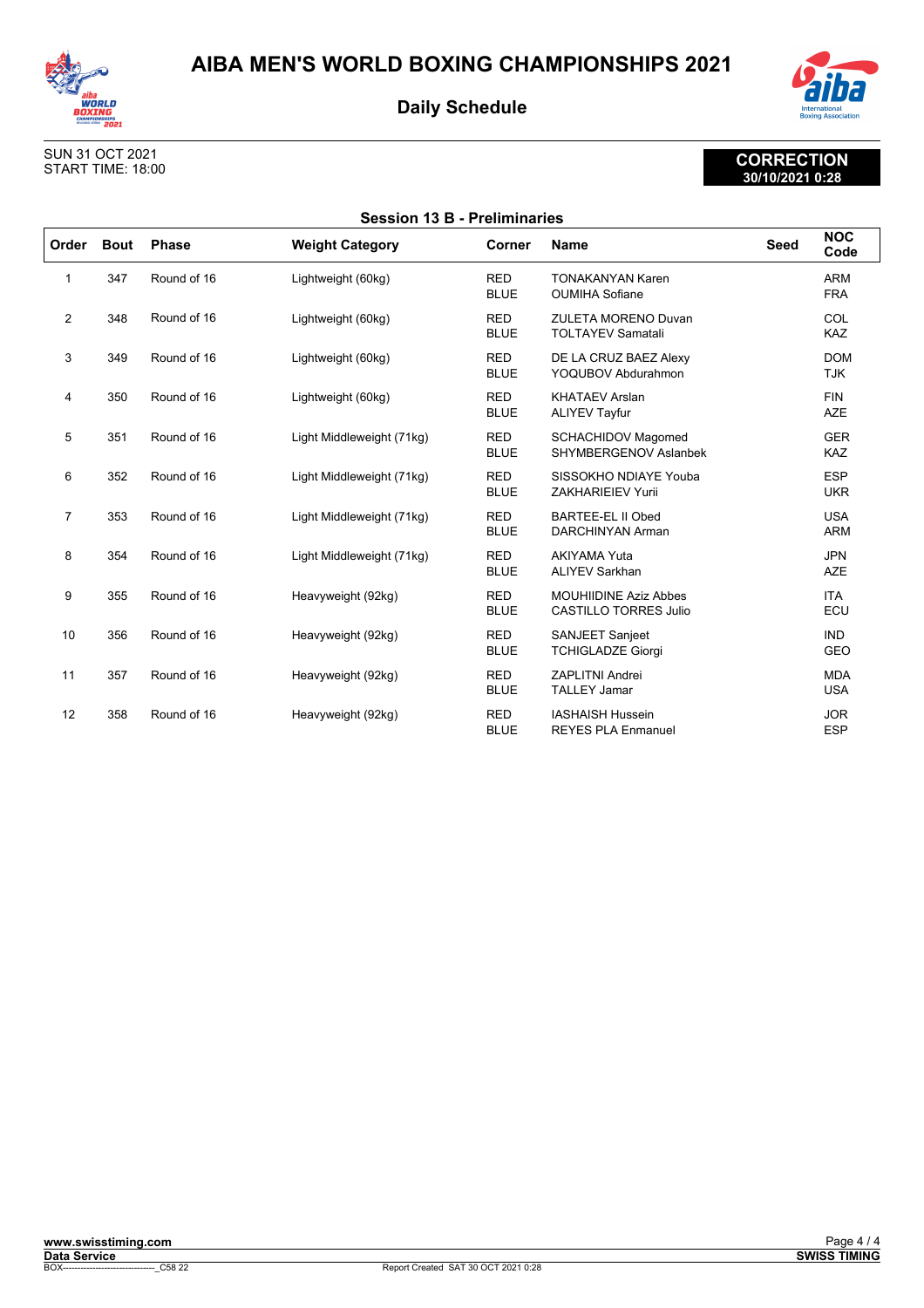# AIBA MEN'S WORLD BOXING CHAMPIONSHIPS 2021

## Daily Schedule

SUN 31 OCT 2021
START TIME: 18:00

**CORRECTION**
**30/10/2021 0:28**

### Session 13 B - Preliminaries

| Order | Bout | Phase | Weight Category | Corner | Name | Seed | NOC Code |
|---|---|---|---|---|---|---|---|
| 1 | 347 | Round of 16 | Lightweight (60kg) | RED<br>BLUE | TONAKANYAN Karen<br>OUMIHA Sofiane | | ARM<br>FRA |
| 2 | 348 | Round of 16 | Lightweight (60kg) | RED<br>BLUE | ZULETA MORENO Duvan<br>TOLTAYEV Samatali | | COL<br>KAZ |
| 3 | 349 | Round of 16 | Lightweight (60kg) | RED<br>BLUE | DE LA CRUZ BAEZ Alexy<br>YOQUBOV Abdurahmon | | DOM<br>TJK |
| 4 | 350 | Round of 16 | Lightweight (60kg) | RED<br>BLUE | KHATAEV Arslan<br>ALIYEV Tayfur | | FIN<br>AZE |
| 5 | 351 | Round of 16 | Light Middleweight (71kg) | RED<br>BLUE | SCHACHIDOV Magomed<br>SHYMBERGENOV Aslanbek | | GER<br>KAZ |
| 6 | 352 | Round of 16 | Light Middleweight (71kg) | RED<br>BLUE | SISSOKHO NDIAYE Youba<br>ZAKHARIEIEV Yurii | | ESP<br>UKR |
| 7 | 353 | Round of 16 | Light Middleweight (71kg) | RED<br>BLUE | BARTEE-EL II Obed<br>DARCHINYAN Arman | | USA<br>ARM |
| 8 | 354 | Round of 16 | Light Middleweight (71kg) | RED<br>BLUE | AKIYAMA Yuta<br>ALIYEV Sarkhan | | JPN<br>AZE |
| 9 | 355 | Round of 16 | Heavyweight (92kg) | RED<br>BLUE | MOUHIIDINE Aziz Abbes<br>CASTILLO TORRES Julio | | ITA<br>ECU |
| 10 | 356 | Round of 16 | Heavyweight (92kg) | RED<br>BLUE | SANJEET Sanjeet<br>TCHIGLADZE Giorgi | | IND<br>GEO |
| 11 | 357 | Round of 16 | Heavyweight (92kg) | RED<br>BLUE | ZAPLITNI Andrei<br>TALLEY Jamar | | MDA<br>USA |
| 12 | 358 | Round of 16 | Heavyweight (92kg) | RED<br>BLUE | IASHAISH Hussein<br>REYES PLA Enmanuel | | JOR<br>ESP |

www.swisstiming.com
Data Service
BOX-------------------------------_C58 22
Report Created SAT 30 OCT 2021 0:28
SWISS TIMING